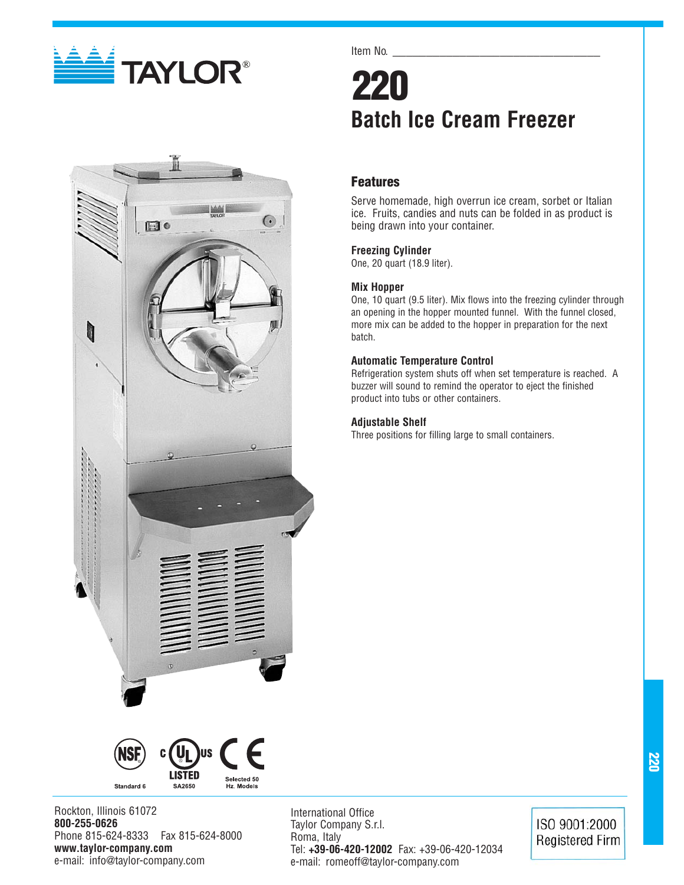TAYLOR®

Item No. ___________________________________

# 220

## Batch Ice Cream Freezer

### Features

Serve homemade, high overrun ice cream, sorbet or Italian ice. Fruits, candies and nuts can be folded in as product is being drawn into your container.

**Freezing Cylinder**
One, 20 quart (18.9 liter).

**Mix Hopper**
One, 10 quart (9.5 liter). Mix flows into the freezing cylinder through an opening in the hopper mounted funnel. With the funnel closed, more mix can be added to the hopper in preparation for the next batch.

**Automatic Temperature Control**
Refrigeration system shuts off when set temperature is reached. A buzzer will sound to remind the operator to eject the finished product into tubs or other containers.

**Adjustable Shelf**
Three positions for filling large to small containers.

NSF Standard 6 | c UL us LISTED SA2650 | CE Selected 50 Hz. Models

Rockton, Illinois 61072
**800-255-0626**
Phone 815-624-8333 Fax 815-624-8000
**www.taylor-company.com**
e-mail: info@taylor-company.com

International Office
Taylor Company S.r.l.
Roma, Italy
Tel: **+39-06-420-12002** Fax: +39-06-420-12034
e-mail: romeoff@taylor-company.com

ISO 9001:2000 Registered Firm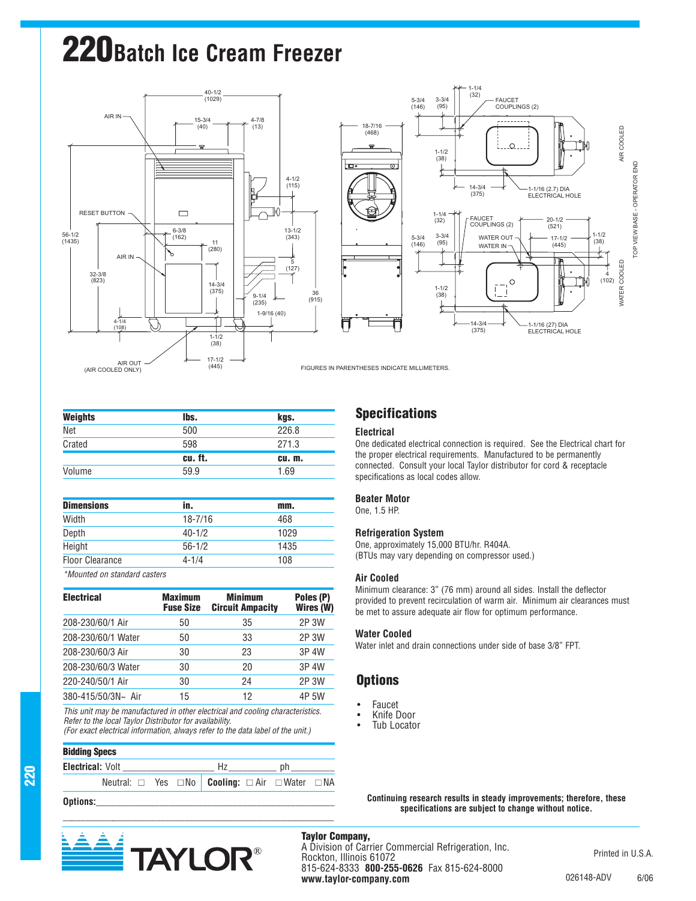# 220 Batch Ice Cream Freezer

40-1/2 (1029)
AIR IN
15-3/4 (40)
4-7/8 (13)
4-1/2 (115)
RESET BUTTON
56-1/2 (1435)
6-3/8 (162)
11 (280)
13-1/2 (343)
AIR IN
5 (127)
32-3/8 (823)
14-3/4 (375)
9-1/4 (235)
36 (915)
1-9/16 (40)
4-1/4 (108)
1-1/2 (38)
17-1/2 (445)
AIR OUT (AIR COOLED ONLY)
18-7/16 (468)
1-1/4 (32)
5-3/4 (146)
3-3/4 (95)
FAUCET COUPLINGS (2)
1-1/2 (38)
14-3/4 (375)
1-1/16 (2.7) DIA ELECTRICAL HOLE
AIR COOLED
TOP VIEW BASE - OPERATOR END
1-1/4 (32)
FAUCET COUPLINGS (2)
20-1/2 (521)
5-3/4 (146)
3-3/4 (95)
WATER OUT
WATER IN
17-1/2 (445)
1-1/2 (38)
4 (102)
1-1/2 (38)
WATER COOLED
14-3/4 (375)
1-1/16 (27) DIA ELECTRICAL HOLE

FIGURES IN PARENTHESES INDICATE MILLIMETERS.

| Weights | lbs. | kgs. |
|---|---|---|
| Net | 500 | 226.8 |
| Crated | 598 | 271.3 |
| | cu. ft. | cu. m. |
| Volume | 59.9 | 1.69 |

| Dimensions | in. | mm. |
|---|---|---|
| Width | 18-7/16 | 468 |
| Depth | 40-1/2 | 1029 |
| Height | 56-1/2 | 1435 |
| Floor Clearance | 4-1/4 | 108 |

*\*Mounted on standard casters*

| Electrical | Maximum Fuse Size | Minimum Circuit Ampacity | Poles (P) Wires (W) |
|---|---|---|---|
| 208-230/60/1 Air | 50 | 35 | 2P 3W |
| 208-230/60/1 Water | 50 | 33 | 2P 3W |
| 208-230/60/3 Air | 30 | 23 | 3P 4W |
| 208-230/60/3 Water | 30 | 20 | 3P 4W |
| 220-240/50/1 Air | 30 | 24 | 2P 3W |
| 380-415/50/3N~ Air | 15 | 12 | 4P 5W |

*This unit may be manufactured in other electrical and cooling characteristics. Refer to the local Taylor Distributor for availability.*
*(For exact electrical information, always refer to the data label of the unit.)*

**Bidding Specs**

**Electrical:** Volt __________ Hz __________ ph __________

Neutral: ☐ Yes ☐ No | **Cooling:** ☐ Air ☐ Water ☐ NA

**Options:** __________________________________________

## Specifications

### Electrical

One dedicated electrical connection is required. See the Electrical chart for the proper electrical requirements. Manufactured to be permanently connected. Consult your local Taylor distributor for cord & receptacle specifications as local codes allow.

### Beater Motor

One, 1.5 HP.

### Refrigeration System

One, approximately 15,000 BTU/hr. R404A.
(BTUs may vary depending on compressor used.)

### Air Cooled

Minimum clearance: 3" (76 mm) around all sides. Install the deflector provided to prevent recirculation of warm air. Minimum air clearances must be met to assure adequate air flow for optimum performance.

### Water Cooled

Water inlet and drain connections under side of base 3/8" FPT.

## Options

- Faucet
- Knife Door
- Tub Locator

**Continuing research results in steady improvements; therefore, these specifications are subject to change without notice.**

TAYLOR®

**Taylor Company,**
A Division of Carrier Commercial Refrigeration, Inc.
Rockton, Illinois 61072
815-624-8333 **800-255-0626** Fax 815-624-8000
**www.taylor-company.com**

Printed in U.S.A.

026148-ADV 6/06